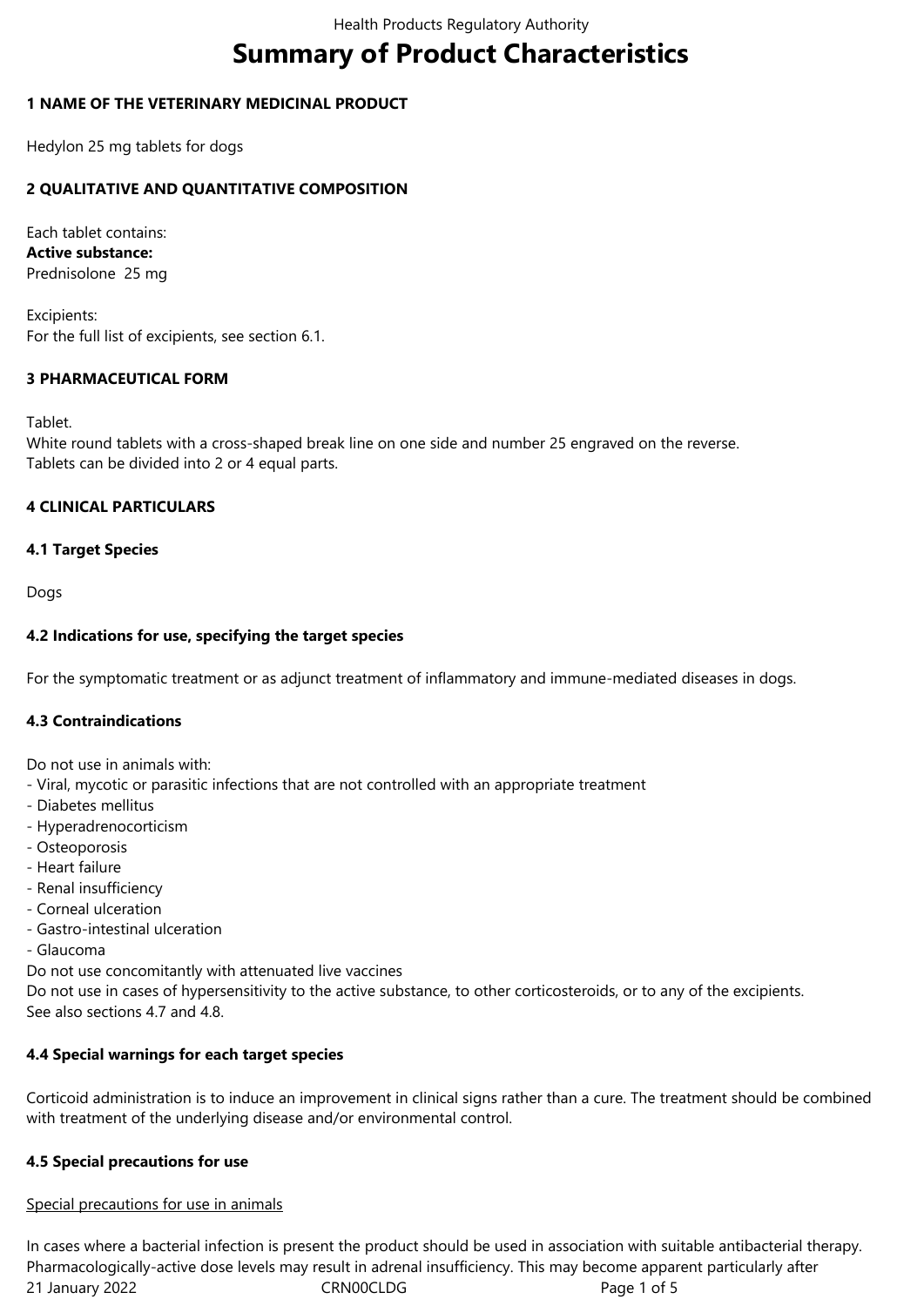# Summary of Product Characteristics

## 1 NAME OF THE VETERINARY MEDICINAL PRODUCT

Hedylon 25 mg tablets for dogs

## 2 QUALITATIVE AND QUANTITATIVE COMPOSITION

Each tablet contains:
**Active substance:**
Prednisolone 25 mg

Excipients:
For the full list of excipients, see section 6.1.

## 3 PHARMACEUTICAL FORM

Tablet.
White round tablets with a cross-shaped break line on one side and number 25 engraved on the reverse.
Tablets can be divided into 2 or 4 equal parts.

## 4 CLINICAL PARTICULARS

### 4.1 Target Species

Dogs

### 4.2 Indications for use, specifying the target species

For the symptomatic treatment or as adjunct treatment of inflammatory and immune-mediated diseases in dogs.

### 4.3 Contraindications

Do not use in animals with:
- Viral, mycotic or parasitic infections that are not controlled with an appropriate treatment
- Diabetes mellitus
- Hyperadrenocorticism
- Osteoporosis
- Heart failure
- Renal insufficiency
- Corneal ulceration
- Gastro-intestinal ulceration
- Glaucoma

Do not use concomitantly with attenuated live vaccines
Do not use in cases of hypersensitivity to the active substance, to other corticosteroids, or to any of the excipients.
See also sections 4.7 and 4.8.

### 4.4 Special warnings for each target species

Corticoid administration is to induce an improvement in clinical signs rather than a cure. The treatment should be combined with treatment of the underlying disease and/or environmental control.

### 4.5 Special precautions for use

Special precautions for use in animals

In cases where a bacterial infection is present the product should be used in association with suitable antibacterial therapy.
Pharmacologically-active dose levels may result in adrenal insufficiency. This may become apparent particularly after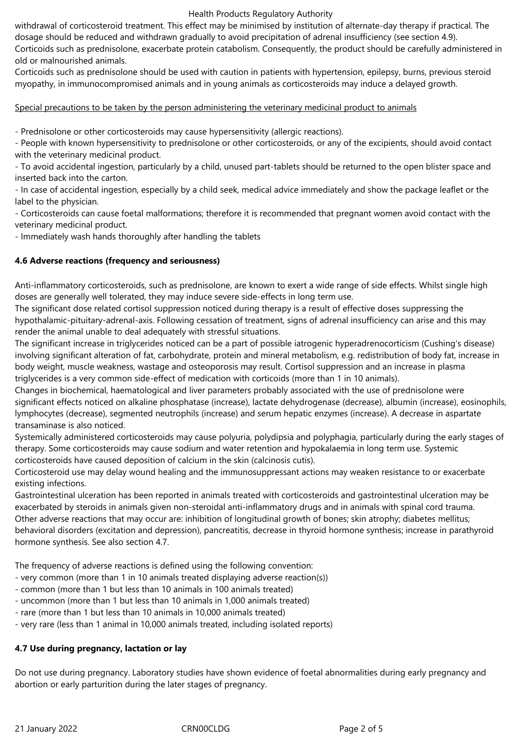withdrawal of corticosteroid treatment. This effect may be minimised by institution of alternate-day therapy if practical. The dosage should be reduced and withdrawn gradually to avoid precipitation of adrenal insufficiency (see section 4.9).
Corticoids such as prednisolone, exacerbate protein catabolism. Consequently, the product should be carefully administered in old or malnourished animals.
Corticoids such as prednisolone should be used with caution in patients with hypertension, epilepsy, burns, previous steroid myopathy, in immunocompromised animals and in young animals as corticosteroids may induce a delayed growth.

Special precautions to be taken by the person administering the veterinary medicinal product to animals

- Prednisolone or other corticosteroids may cause hypersensitivity (allergic reactions).
- People with known hypersensitivity to prednisolone or other corticosteroids, or any of the excipients, should avoid contact with the veterinary medicinal product.
- To avoid accidental ingestion, particularly by a child, unused part-tablets should be returned to the open blister space and inserted back into the carton.
- In case of accidental ingestion, especially by a child seek, medical advice immediately and show the package leaflet or the label to the physician.
- Corticosteroids can cause foetal malformations; therefore it is recommended that pregnant women avoid contact with the veterinary medicinal product.
- Immediately wash hands thoroughly after handling the tablets

**4.6 Adverse reactions (frequency and seriousness)**

Anti-inflammatory corticosteroids, such as prednisolone, are known to exert a wide range of side effects. Whilst single high doses are generally well tolerated, they may induce severe side-effects in long term use.
The significant dose related cortisol suppression noticed during therapy is a result of effective doses suppressing the hypothalamic-pituitary-adrenal-axis. Following cessation of treatment, signs of adrenal insufficiency can arise and this may render the animal unable to deal adequately with stressful situations.
The significant increase in triglycerides noticed can be a part of possible iatrogenic hyperadrenocorticism (Cushing's disease) involving significant alteration of fat, carbohydrate, protein and mineral metabolism, e.g. redistribution of body fat, increase in body weight, muscle weakness, wastage and osteoporosis may result. Cortisol suppression and an increase in plasma triglycerides is a very common side-effect of medication with corticoids (more than 1 in 10 animals).
Changes in biochemical, haematological and liver parameters probably associated with the use of prednisolone were significant effects noticed on alkaline phosphatase (increase), lactate dehydrogenase (decrease), albumin (increase), eosinophils, lymphocytes (decrease), segmented neutrophils (increase) and serum hepatic enzymes (increase). A decrease in aspartate transaminase is also noticed.
Systemically administered corticosteroids may cause polyuria, polydipsia and polyphagia, particularly during the early stages of therapy. Some corticosteroids may cause sodium and water retention and hypokalaemia in long term use. Systemic corticosteroids have caused deposition of calcium in the skin (calcinosis cutis).
Corticosteroid use may delay wound healing and the immunosuppressant actions may weaken resistance to or exacerbate existing infections.
Gastrointestinal ulceration has been reported in animals treated with corticosteroids and gastrointestinal ulceration may be exacerbated by steroids in animals given non-steroidal anti-inflammatory drugs and in animals with spinal cord trauma.
Other adverse reactions that may occur are: inhibition of longitudinal growth of bones; skin atrophy; diabetes mellitus; behavioral disorders (excitation and depression), pancreatitis, decrease in thyroid hormone synthesis; increase in parathyroid hormone synthesis. See also section 4.7.

The frequency of adverse reactions is defined using the following convention:
- very common (more than 1 in 10 animals treated displaying adverse reaction(s))
- common (more than 1 but less than 10 animals in 100 animals treated)
- uncommon (more than 1 but less than 10 animals in 1,000 animals treated)
- rare (more than 1 but less than 10 animals in 10,000 animals treated)
- very rare (less than 1 animal in 10,000 animals treated, including isolated reports)

**4.7 Use during pregnancy, lactation or lay**

Do not use during pregnancy. Laboratory studies have shown evidence of foetal abnormalities during early pregnancy and abortion or early parturition during the later stages of pregnancy.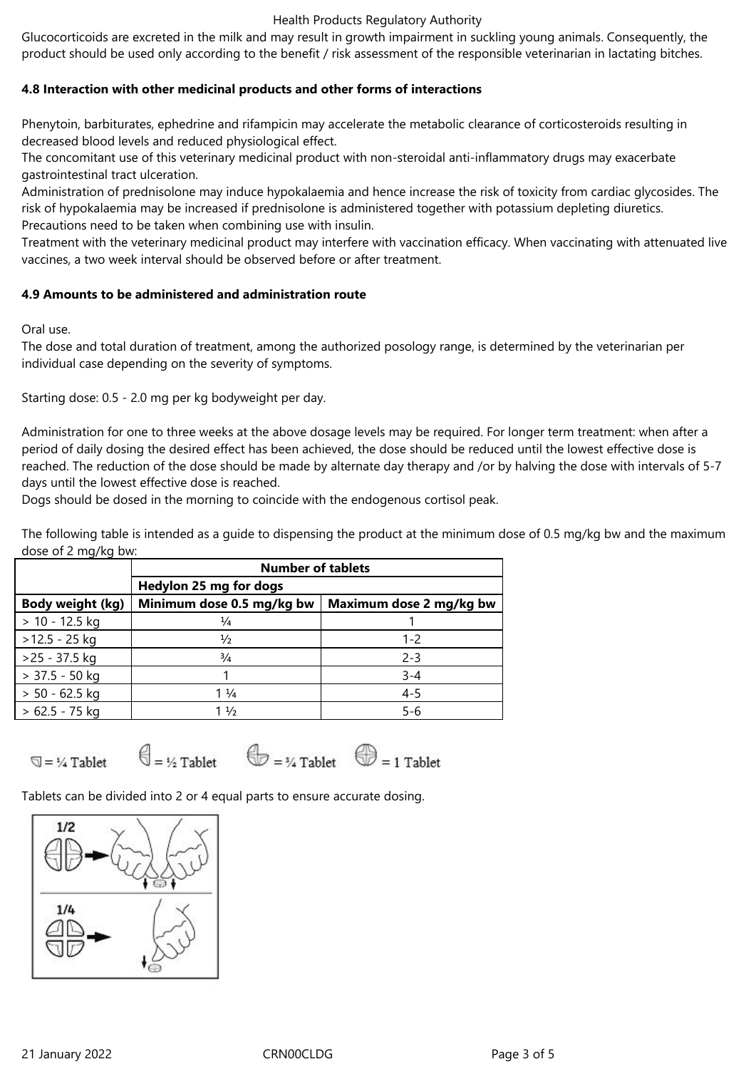Glucocorticoids are excreted in the milk and may result in growth impairment in suckling young animals. Consequently, the product should be used only according to the benefit / risk assessment of the responsible veterinarian in lactating bitches.

**4.8 Interaction with other medicinal products and other forms of interactions**

Phenytoin, barbiturates, ephedrine and rifampicin may accelerate the metabolic clearance of corticosteroids resulting in decreased blood levels and reduced physiological effect.
The concomitant use of this veterinary medicinal product with non-steroidal anti-inflammatory drugs may exacerbate gastrointestinal tract ulceration.
Administration of prednisolone may induce hypokalaemia and hence increase the risk of toxicity from cardiac glycosides. The risk of hypokalaemia may be increased if prednisolone is administered together with potassium depleting diuretics.
Precautions need to be taken when combining use with insulin.
Treatment with the veterinary medicinal product may interfere with vaccination efficacy. When vaccinating with attenuated live vaccines, a two week interval should be observed before or after treatment.

**4.9 Amounts to be administered and administration route**

Oral use.
The dose and total duration of treatment, among the authorized posology range, is determined by the veterinarian per individual case depending on the severity of symptoms.

Starting dose: 0.5 - 2.0 mg per kg bodyweight per day.

Administration for one to three weeks at the above dosage levels may be required. For longer term treatment: when after a period of daily dosing the desired effect has been achieved, the dose should be reduced until the lowest effective dose is reached. The reduction of the dose should be made by alternate day therapy and /or by halving the dose with intervals of 5-7 days until the lowest effective dose is reached.
Dogs should be dosed in the morning to coincide with the endogenous cortisol peak.

The following table is intended as a guide to dispensing the product at the minimum dose of 0.5 mg/kg bw and the maximum dose of 2 mg/kg bw:

| | **Number of tablets** | |
|---|---|---|
| | **Hedylon 25 mg for dogs** | |
| **Body weight (kg)** | **Minimum dose 0.5 mg/kg bw** | **Maximum dose 2 mg/kg bw** |
| > 10 - 12.5 kg | ¼ | 1 |
| >12.5 - 25 kg | ½ | 1-2 |
| >25 - 37.5 kg | ¾ | 2-3 |
| > 37.5 - 50 kg | 1 | 3-4 |
| > 50 - 62.5 kg | 1 ¼ | 4-5 |
| > 62.5 - 75 kg | 1 ½ | 5-6 |

= ¼ Tablet = ½ Tablet = ¾ Tablet = 1 Tablet

Tablets can be divided into 2 or 4 equal parts to ensure accurate dosing.

1/2

1/4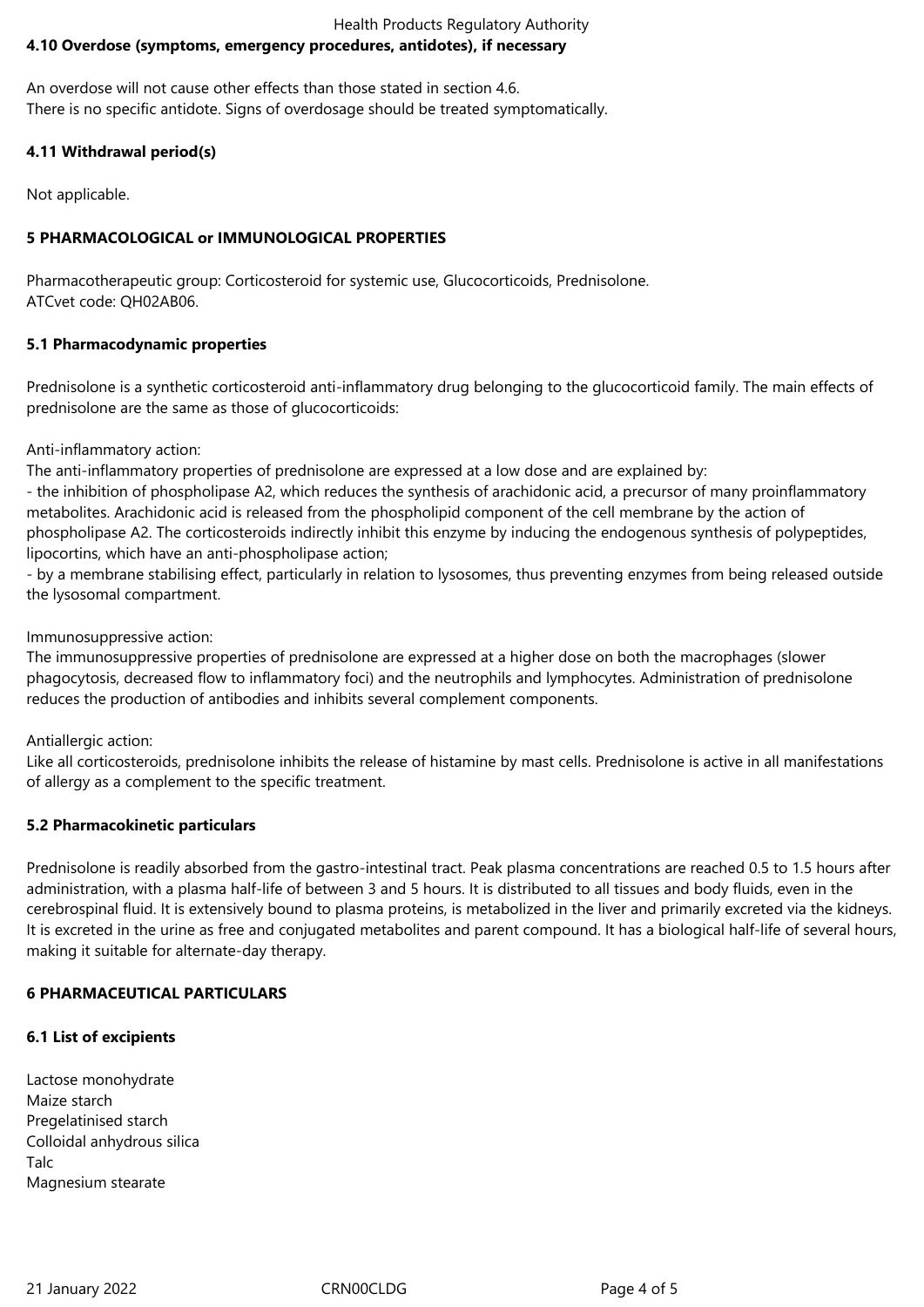### 4.10 Overdose (symptoms, emergency procedures, antidotes), if necessary

An overdose will not cause other effects than those stated in section 4.6.
There is no specific antidote. Signs of overdosage should be treated symptomatically.

### 4.11 Withdrawal period(s)

Not applicable.

## 5 PHARMACOLOGICAL or IMMUNOLOGICAL PROPERTIES

Pharmacotherapeutic group: Corticosteroid for systemic use, Glucocorticoids, Prednisolone.
ATCvet code: QH02AB06.

### 5.1 Pharmacodynamic properties

Prednisolone is a synthetic corticosteroid anti-inflammatory drug belonging to the glucocorticoid family. The main effects of prednisolone are the same as those of glucocorticoids:

Anti-inflammatory action:
The anti-inflammatory properties of prednisolone are expressed at a low dose and are explained by:
- the inhibition of phospholipase A2, which reduces the synthesis of arachidonic acid, a precursor of many proinflammatory metabolites. Arachidonic acid is released from the phospholipid component of the cell membrane by the action of phospholipase A2. The corticosteroids indirectly inhibit this enzyme by inducing the endogenous synthesis of polypeptides, lipocortins, which have an anti-phospholipase action;
- by a membrane stabilising effect, particularly in relation to lysosomes, thus preventing enzymes from being released outside the lysosomal compartment.

Immunosuppressive action:
The immunosuppressive properties of prednisolone are expressed at a higher dose on both the macrophages (slower phagocytosis, decreased flow to inflammatory foci) and the neutrophils and lymphocytes. Administration of prednisolone reduces the production of antibodies and inhibits several complement components.

Antiallergic action:
Like all corticosteroids, prednisolone inhibits the release of histamine by mast cells. Prednisolone is active in all manifestations of allergy as a complement to the specific treatment.

### 5.2 Pharmacokinetic particulars

Prednisolone is readily absorbed from the gastro-intestinal tract. Peak plasma concentrations are reached 0.5 to 1.5 hours after administration, with a plasma half-life of between 3 and 5 hours. It is distributed to all tissues and body fluids, even in the cerebrospinal fluid. It is extensively bound to plasma proteins, is metabolized in the liver and primarily excreted via the kidneys. It is excreted in the urine as free and conjugated metabolites and parent compound. It has a biological half-life of several hours, making it suitable for alternate-day therapy.

## 6 PHARMACEUTICAL PARTICULARS

### 6.1 List of excipients

Lactose monohydrate
Maize starch
Pregelatinised starch
Colloidal anhydrous silica
Talc
Magnesium stearate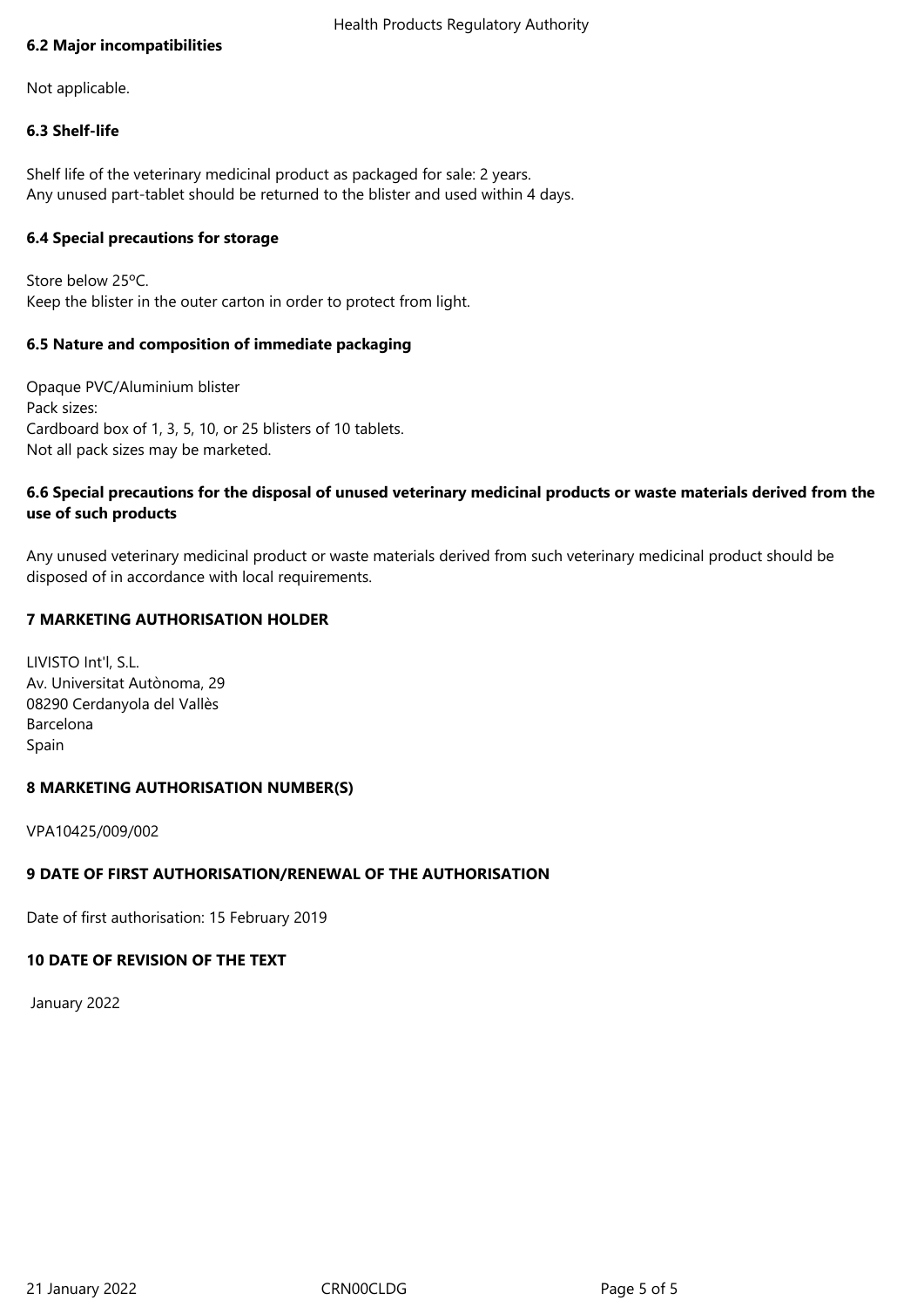### 6.2 Major incompatibilities

Not applicable.

### 6.3 Shelf-life

Shelf life of the veterinary medicinal product as packaged for sale: 2 years.
Any unused part-tablet should be returned to the blister and used within 4 days.

### 6.4 Special precautions for storage

Store below 25ºC.
Keep the blister in the outer carton in order to protect from light.

### 6.5 Nature and composition of immediate packaging

Opaque PVC/Aluminium blister
Pack sizes:
Cardboard box of 1, 3, 5, 10, or 25 blisters of 10 tablets.
Not all pack sizes may be marketed.

### 6.6 Special precautions for the disposal of unused veterinary medicinal products or waste materials derived from the use of such products

Any unused veterinary medicinal product or waste materials derived from such veterinary medicinal product should be disposed of in accordance with local requirements.

## 7 MARKETING AUTHORISATION HOLDER

LIVISTO Int'l, S.L.
Av. Universitat Autònoma, 29
08290 Cerdanyola del Vallès
Barcelona
Spain

## 8 MARKETING AUTHORISATION NUMBER(S)

VPA10425/009/002

## 9 DATE OF FIRST AUTHORISATION/RENEWAL OF THE AUTHORISATION

Date of first authorisation: 15 February 2019

## 10 DATE OF REVISION OF THE TEXT

January 2022